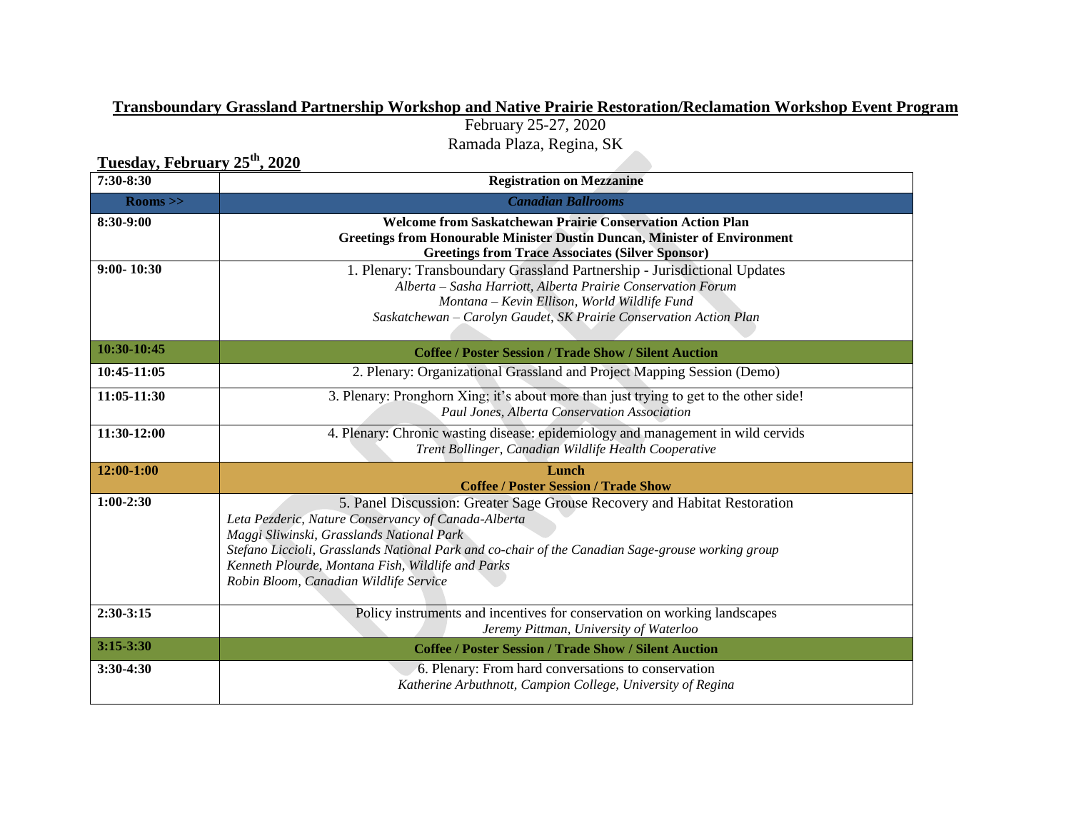# Transboundary Grassland Partnership Workshop and Native Prairie Restoration/Reclamation Workshop Event Program

February 25-27, 2020

Ramada Plaza, Regina, SK

## Tuesday, February 25th, 2020

| 7:30-8:30 | **Registration on Mezzanine** |
|---|---|
| **Rooms >>** | ***Canadian Ballrooms*** |
| 8:30-9:00 | **Welcome from Saskatchewan Prairie Conservation Action Plan**<br>**Greetings from Honourable Minister Dustin Duncan, Minister of Environment**<br>**Greetings from Trace Associates (Silver Sponsor)** |
| 9:00- 10:30 | 1. Plenary: Transboundary Grassland Partnership - Jurisdictional Updates<br>*Alberta – Sasha Harriott, Alberta Prairie Conservation Forum*<br>*Montana – Kevin Ellison, World Wildlife Fund*<br>*Saskatchewan – Carolyn Gaudet, SK Prairie Conservation Action Plan* |
| 10:30-10:45 | **Coffee / Poster Session / Trade Show / Silent Auction** |
| 10:45-11:05 | 2. Plenary: Organizational Grassland and Project Mapping Session (Demo) |
| 11:05-11:30 | 3. Plenary: Pronghorn Xing; it's about more than just trying to get to the other side!<br>*Paul Jones, Alberta Conservation Association* |
| 11:30-12:00 | 4. Plenary: Chronic wasting disease: epidemiology and management in wild cervids<br>*Trent Bollinger, Canadian Wildlife Health Cooperative* |
| 12:00-1:00 | **Lunch**<br>**Coffee / Poster Session / Trade Show** |
| 1:00-2:30 | 5. Panel Discussion: Greater Sage Grouse Recovery and Habitat Restoration<br>*Leta Pezderic, Nature Conservancy of Canada-Alberta*<br>*Maggi Sliwinski, Grasslands National Park*<br>*Stefano Liccioli, Grasslands National Park and co-chair of the Canadian Sage-grouse working group*<br>*Kenneth Plourde, Montana Fish, Wildlife and Parks*<br>*Robin Bloom, Canadian Wildlife Service* |
| 2:30-3:15 | Policy instruments and incentives for conservation on working landscapes<br>*Jeremy Pittman, University of Waterloo* |
| 3:15-3:30 | **Coffee / Poster Session / Trade Show / Silent Auction** |
| 3:30-4:30 | 6. Plenary: From hard conversations to conservation<br>*Katherine Arbuthnott, Campion College, University of Regina* |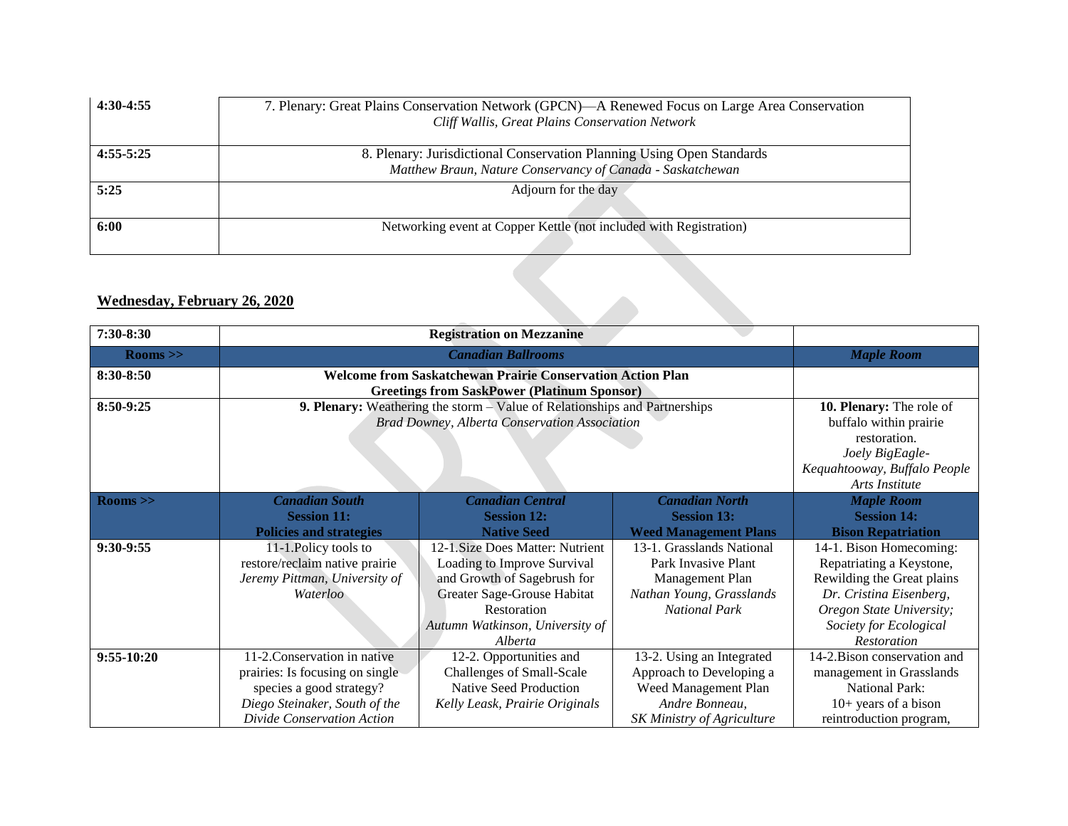| | |
|---|---|
| **4:30-4:55** | 7. Plenary: Great Plains Conservation Network (GPCN)—A Renewed Focus on Large Area Conservation<br>*Cliff Wallis, Great Plains Conservation Network* |
| **4:55-5:25** | 8. Plenary: Jurisdictional Conservation Planning Using Open Standards<br>*Matthew Braun, Nature Conservancy of Canada - Saskatchewan* |
| **5:25** | Adjourn for the day |
| **6:00** | Networking event at Copper Kettle (not included with Registration) |

## Wednesday, February 26, 2020

| | | | | |
|---|---|---|---|---|
| **7:30-8:30** | **Registration on Mezzanine** | | | |
| **Rooms >>** | ***Canadian Ballrooms*** | | | ***Maple Room*** |
| **8:30-8:50** | **Welcome from Saskatchewan Prairie Conservation Action Plan**<br>**Greetings from SaskPower (Platinum Sponsor)** | | | |
| **8:50-9:25** | **9. Plenary:** Weathering the storm – Value of Relationships and Partnerships<br>*Brad Downey, Alberta Conservation Association* | | | **10. Plenary:** The role of buffalo within prairie restoration.<br>*Joely BigEagle-Kequahtooway, Buffalo People Arts Institute* |
| **Rooms >>** | ***Canadian South***<br>**Session 11:**<br>**Policies and strategies** | ***Canadian Central***<br>**Session 12:**<br>**Native Seed** | ***Canadian North***<br>**Session 13:**<br>**Weed Management Plans** | ***Maple Room***<br>**Session 14:**<br>**Bison Repatriation** |
| **9:30-9:55** | 11-1.Policy tools to restore/reclaim native prairie<br>*Jeremy Pittman, University of Waterloo* | 12-1.Size Does Matter: Nutrient Loading to Improve Survival and Growth of Sagebrush for Greater Sage-Grouse Habitat Restoration<br>*Autumn Watkinson, University of Alberta* | 13-1. Grasslands National Park Invasive Plant Management Plan<br>*Nathan Young, Grasslands National Park* | 14-1. Bison Homecoming: Repatriating a Keystone, Rewilding the Great plains<br>*Dr. Cristina Eisenberg, Oregon State University; Society for Ecological Restoration* |
| **9:55-10:20** | 11-2.Conservation in native prairies: Is focusing on single species a good strategy?<br>*Diego Steinaker, South of the Divide Conservation Action* | 12-2. Opportunities and Challenges of Small-Scale Native Seed Production<br>*Kelly Leask, Prairie Originals* | 13-2. Using an Integrated Approach to Developing a Weed Management Plan<br>*Andre Bonneau, SK Ministry of Agriculture* | 14-2.Bison conservation and management in Grasslands National Park:<br>10+ years of a bison reintroduction program, |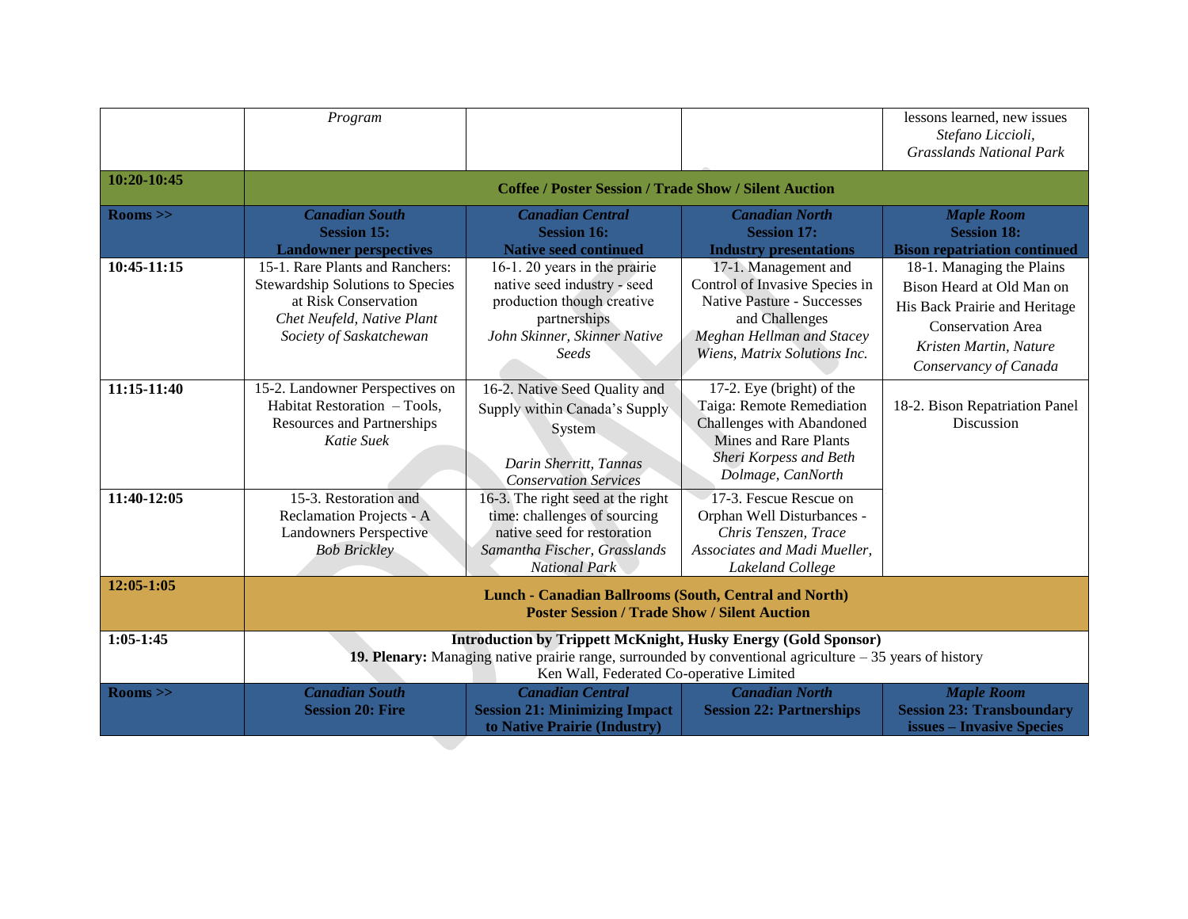| | | | | |
|---|---|---|---|---|
| | *Program* | | | lessons learned, new issues *Stefano Liccioli, Grasslands National Park* |
| **10:20-10:45** | **Coffee / Poster Session / Trade Show / Silent Auction** | | | |
| **Rooms >>** | ***Canadian South*** **Session 15: Landowner perspectives** | ***Canadian Central*** **Session 16: Native seed continued** | ***Canadian North*** **Session 17: Industry presentations** | ***Maple Room*** **Session 18: Bison repatriation continued** |
| **10:45-11:15** | 15-1. Rare Plants and Ranchers: Stewardship Solutions to Species at Risk Conservation *Chet Neufeld, Native Plant Society of Saskatchewan* | 16-1. 20 years in the prairie native seed industry - seed production though creative partnerships *John Skinner, Skinner Native Seeds* | 17-1. Management and Control of Invasive Species in Native Pasture - Successes and Challenges *Meghan Hellman and Stacey Wiens, Matrix Solutions Inc.* | 18-1. Managing the Plains Bison Heard at Old Man on His Back Prairie and Heritage Conservation Area *Kristen Martin, Nature Conservancy of Canada* |
| **11:15-11:40** | 15-2. Landowner Perspectives on Habitat Restoration – Tools, Resources and Partnerships *Katie Suek* | 16-2. Native Seed Quality and Supply within Canada's Supply System *Darin Sherritt, Tannas Conservation Services* | 17-2. Eye (bright) of the Taiga: Remote Remediation Challenges with Abandoned Mines and Rare Plants *Sheri Korpess and Beth Dolmage, CanNorth* | 18-2. Bison Repatriation Panel Discussion |
| **11:40-12:05** | 15-3. Restoration and Reclamation Projects - A Landowners Perspective *Bob Brickley* | 16-3. The right seed at the right time: challenges of sourcing native seed for restoration *Samantha Fischer, Grasslands National Park* | 17-3. Fescue Rescue on Orphan Well Disturbances - *Chris Tenszen, Trace Associates and Madi Mueller, Lakeland College* | |
| **12:05-1:05** | **Lunch - Canadian Ballrooms (South, Central and North) Poster Session / Trade Show / Silent Auction** | | | |
| **1:05-1:45** | **Introduction by Trippett McKnight, Husky Energy (Gold Sponsor)** **19. Plenary:** Managing native prairie range, surrounded by conventional agriculture – 35 years of history Ken Wall, Federated Co-operative Limited | | | |
| **Rooms >>** | ***Canadian South*** **Session 20: Fire** | ***Canadian Central*** **Session 21: Minimizing Impact to Native Prairie (Industry)** | ***Canadian North*** **Session 22: Partnerships** | ***Maple Room*** **Session 23: Transboundary issues – Invasive Species** |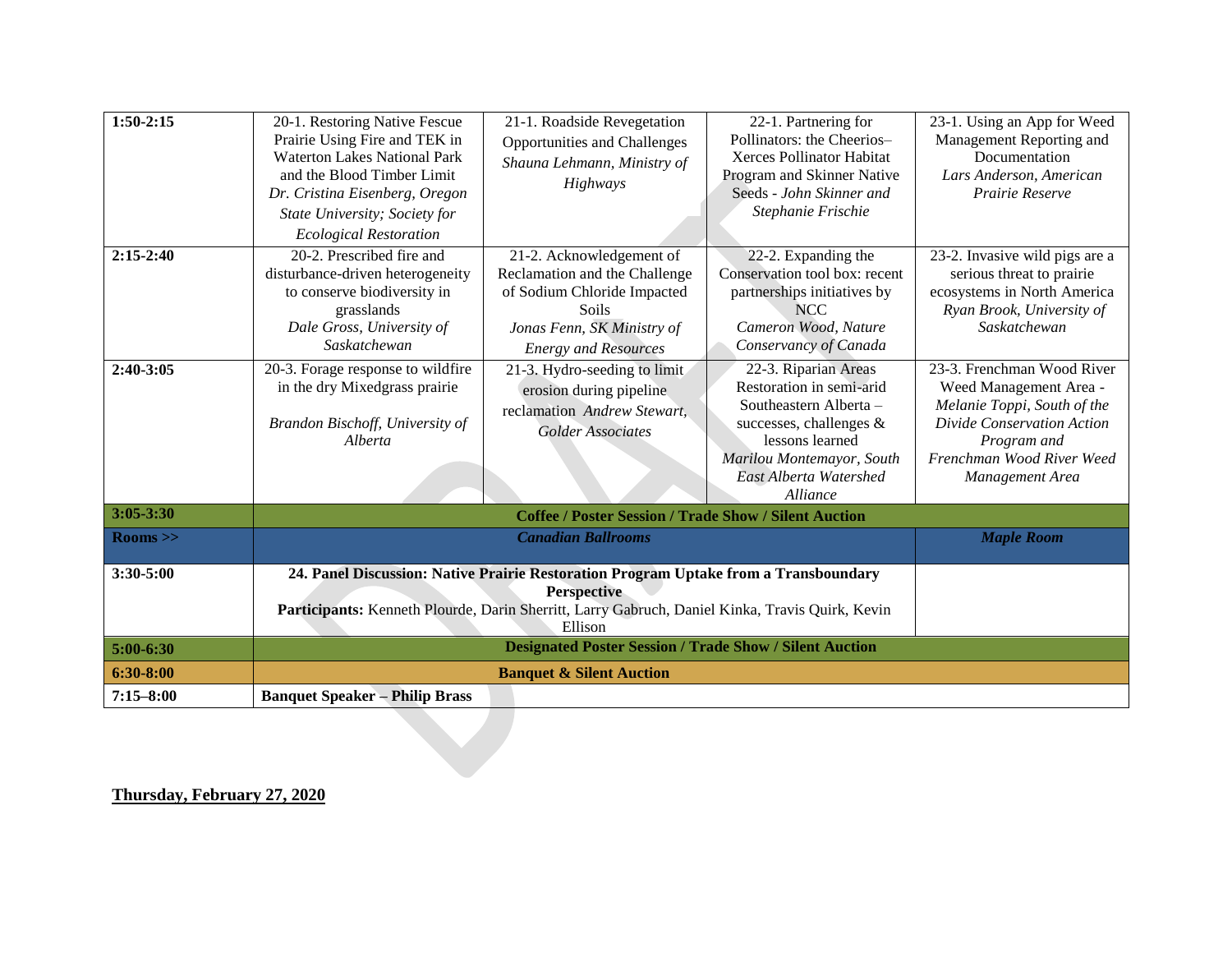| 1:50-2:15 | 20-1. Restoring Native Fescue Prairie Using Fire and TEK in Waterton Lakes National Park and the Blood Timber Limit *Dr. Cristina Eisenberg, Oregon State University; Society for Ecological Restoration* | 21-1. Roadside Revegetation Opportunities and Challenges *Shauna Lehmann, Ministry of Highways* | 22-1. Partnering for Pollinators: the Cheerios–Xerces Pollinator Habitat Program and Skinner Native Seeds - *John Skinner and Stephanie Frischie* | 23-1. Using an App for Weed Management Reporting and Documentation *Lars Anderson, American Prairie Reserve* |
|---|---|---|---|---|
| 2:15-2:40 | 20-2. Prescribed fire and disturbance-driven heterogeneity to conserve biodiversity in grasslands *Dale Gross, University of Saskatchewan* | 21-2. Acknowledgement of Reclamation and the Challenge of Sodium Chloride Impacted Soils *Jonas Fenn, SK Ministry of Energy and Resources* | 22-2. Expanding the Conservation tool box: recent partnerships initiatives by NCC *Cameron Wood, Nature Conservancy of Canada* | 23-2. Invasive wild pigs are a serious threat to prairie ecosystems in North America *Ryan Brook, University of Saskatchewan* |
| 2:40-3:05 | 20-3. Forage response to wildfire in the dry Mixedgrass prairie *Brandon Bischoff, University of Alberta* | 21-3. Hydro-seeding to limit erosion during pipeline reclamation *Andrew Stewart, Golder Associates* | 22-3. Riparian Areas Restoration in semi-arid Southeastern Alberta – successes, challenges & lessons learned *Marilou Montemayor, South East Alberta Watershed Alliance* | 23-3. Frenchman Wood River Weed Management Area - *Melanie Toppi, South of the Divide Conservation Action Program and Frenchman Wood River Weed Management Area* |
| **3:05-3:30** | **Coffee / Poster Session / Trade Show / Silent Auction** | | | |
| **Rooms >>** | ***Canadian Ballrooms*** | | | ***Maple Room*** |
| **3:30-5:00** | **24. Panel Discussion: Native Prairie Restoration Program Uptake from a Transboundary Perspective** **Participants:** Kenneth Plourde, Darin Sherritt, Larry Gabruch, Daniel Kinka, Travis Quirk, Kevin Ellison | | | |
| **5:00-6:30** | **Designated Poster Session / Trade Show / Silent Auction** | | | |
| **6:30-8:00** | **Banquet & Silent Auction** | | | |
| **7:15–8:00** | **Banquet Speaker – Philip Brass** | | | |

**Thursday, February 27, 2020**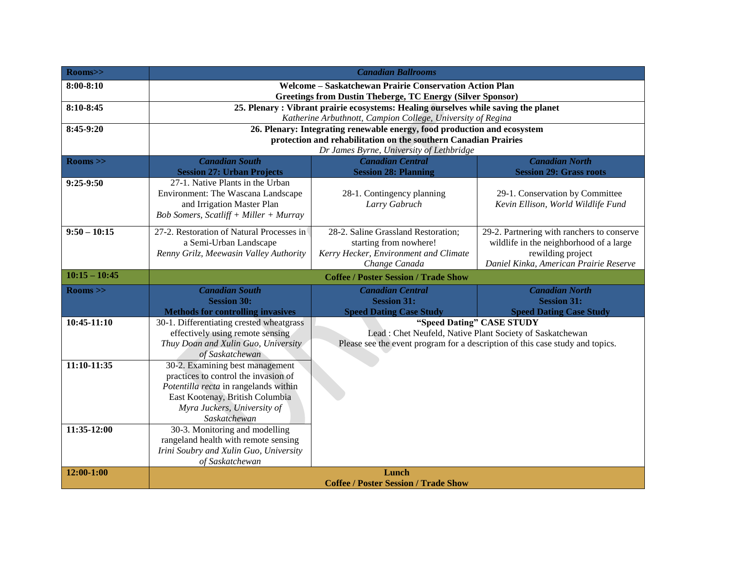| Rooms>> | *Canadian Ballrooms* | | |
|---|---|---|---|
| **8:00-8:10** | **Welcome – Saskatchewan Prairie Conservation Action Plan**<br>**Greetings from Dustin Theberge, TC Energy (Silver Sponsor)** | | |
| **8:10-8:45** | **25. Plenary : Vibrant prairie ecosystems: Healing ourselves while saving the planet**<br>*Katherine Arbuthnott, Campion College, University of Regina* | | |
| **8:45-9:20** | **26. Plenary: Integrating renewable energy, food production and ecosystem protection and rehabilitation on the southern Canadian Prairies**<br>*Dr James Byrne, University of Lethbridge* | | |
| **Rooms >>** | ***Canadian South***<br>**Session 27: Urban Projects** | ***Canadian Central***<br>**Session 28: Planning** | ***Canadian North***<br>**Session 29: Grass roots** |
| **9:25-9:50** | 27-1. Native Plants in the Urban Environment: The Wascana Landscape and Irrigation Master Plan<br>*Bob Somers, Scatliff + Miller + Murray* | 28-1. Contingency planning<br>*Larry Gabruch* | 29-1. Conservation by Committee<br>*Kevin Ellison, World Wildlife Fund* |
| **9:50 – 10:15** | 27-2. Restoration of Natural Processes in a Semi-Urban Landscape<br>*Renny Grilz, Meewasin Valley Authority* | 28-2. Saline Grassland Restoration; starting from nowhere!<br>*Kerry Hecker, Environment and Climate Change Canada* | 29-2. Partnering with ranchers to conserve wildlife in the neighborhood of a large rewilding project<br>*Daniel Kinka, American Prairie Reserve* |
| **10:15 – 10:45** | **Coffee / Poster Session / Trade Show** | | |
| **Rooms >>** | ***Canadian South***<br>**Session 30:**<br>**Methods for controlling invasives** | ***Canadian Central***<br>**Session 31:**<br>**Speed Dating Case Study** | ***Canadian North***<br>**Session 31:**<br>**Speed Dating Case Study** |
| **10:45-11:10** | 30-1. Differentiating crested wheatgrass effectively using remote sensing<br>*Thuy Doan and Xulin Guo, University of Saskatchewan* | **"Speed Dating" CASE STUDY**<br>Lead : Chet Neufeld, Native Plant Society of Saskatchewan<br>Please see the event program for a description of this case study and topics. | |
| **11:10-11:35** | 30-2. Examining best management practices to control the invasion of *Potentilla recta* in rangelands within East Kootenay, British Columbia<br>*Myra Juckers, University of Saskatchewan* | | |
| **11:35-12:00** | 30-3. Monitoring and modelling rangeland health with remote sensing<br>*Irini Soubry and Xulin Guo, University of Saskatchewan* | | |
| **12:00-1:00** | **Lunch**<br>**Coffee / Poster Session / Trade Show** | | |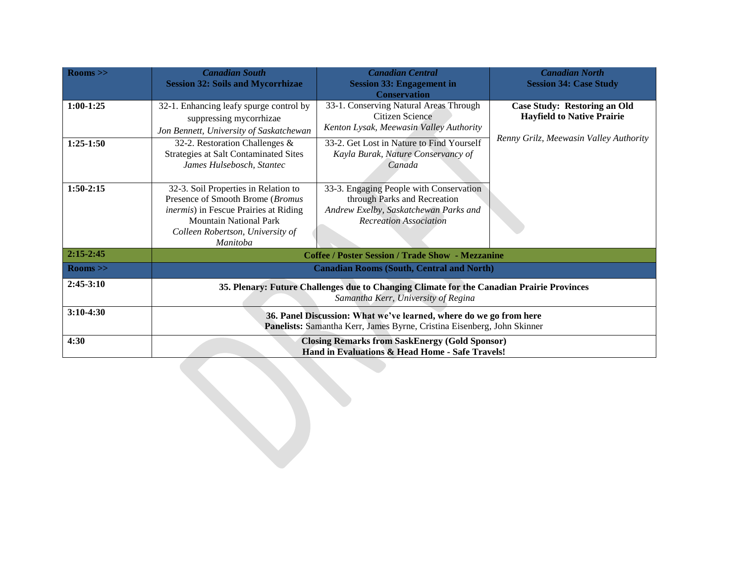| Rooms >> | *Canadian South* **Session 32: Soils and Mycorrhizae** | *Canadian Central* **Session 33: Engagement in Conservation** | *Canadian North* **Session 34: Case Study** |
|---|---|---|---|
| **1:00-1:25** | 32-1. Enhancing leafy spurge control by suppressing mycorrhizae *Jon Bennett, University of Saskatchewan* | 33-1. Conserving Natural Areas Through Citizen Science *Kenton Lysak, Meewasin Valley Authority* | **Case Study: Restoring an Old Hayfield to Native Prairie** *Renny Grilz, Meewasin Valley Authority* |
| **1:25-1:50** | 32-2. Restoration Challenges & Strategies at Salt Contaminated Sites *James Hulsebosch, Stantec* | 33-2. Get Lost in Nature to Find Yourself *Kayla Burak, Nature Conservancy of Canada* | |
| **1:50-2:15** | 32-3. Soil Properties in Relation to Presence of Smooth Brome (*Bromus inermis*) in Fescue Prairies at Riding Mountain National Park *Colleen Robertson, University of Manitoba* | 33-3. Engaging People with Conservation through Parks and Recreation *Andrew Exelby, Saskatchewan Parks and Recreation Association* | |
| **2:15-2:45** | **Coffee / Poster Session / Trade Show - Mezzanine** | | |
| **Rooms >>** | **Canadian Rooms (South, Central and North)** | | |
| **2:45-3:10** | **35. Plenary: Future Challenges due to Changing Climate for the Canadian Prairie Provinces** *Samantha Kerr, University of Regina* | | |
| **3:10-4:30** | **36. Panel Discussion: What we've learned, where do we go from here** **Panelists:** Samantha Kerr, James Byrne, Cristina Eisenberg, John Skinner | | |
| **4:30** | **Closing Remarks from SaskEnergy (Gold Sponsor)** **Hand in Evaluations & Head Home - Safe Travels!** | | |